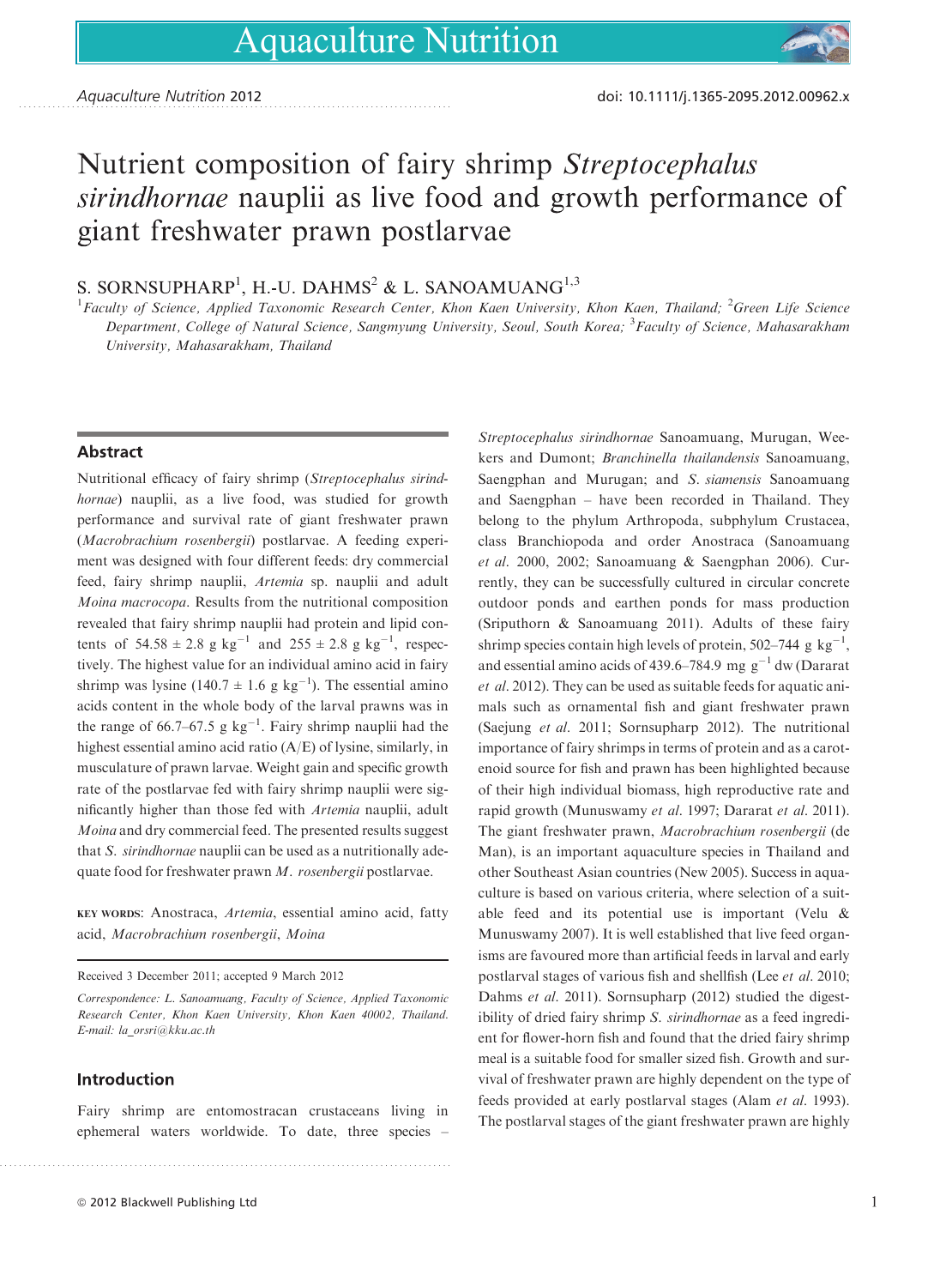# Nutrient composition of fairy shrimp *Streptocephalus sirindhornae* nauplii as live food and growth performance of giant freshwater prawn postlarvae

S. SORNSUPHARP[1], H.-U. DAHMS[2] & L. SANOAMUANG[1,3]

[1] Faculty of Science, Applied Taxonomic Research Center, Khon Kaen University, Khon Kaen, Thailand; [2] Green Life Science Department, College of Natural Science, Sangmyung University, Seoul, South Korea; [3] Faculty of Science, Mahasarakham University, Mahasarakham, Thailand

## Abstract

Nutritional efficacy of fairy shrimp (*Streptocephalus sirindhornae*) nauplii, as a live food, was studied for growth performance and survival rate of giant freshwater prawn (*Macrobrachium rosenbergii*) postlarvae. A feeding experiment was designed with four different feeds: dry commercial feed, fairy shrimp nauplii, *Artemia* sp. nauplii and adult *Moina macrocopa*. Results from the nutritional composition revealed that fairy shrimp nauplii had protein and lipid contents of 54.58 ± 2.8 g kg$^{-1}$ and 255 ± 2.8 g kg$^{-1}$, respectively. The highest value for an individual amino acid in fairy shrimp was lysine (140.7 ± 1.6 g kg$^{-1}$). The essential amino acids content in the whole body of the larval prawns was in the range of 66.7–67.5 g kg$^{-1}$. Fairy shrimp nauplii had the highest essential amino acid ratio (A/E) of lysine, similarly, in musculature of prawn larvae. Weight gain and specific growth rate of the postlarvae fed with fairy shrimp nauplii were significantly higher than those fed with *Artemia* nauplii, adult *Moina* and dry commercial feed. The presented results suggest that *S. sirindhornae* nauplii can be used as a nutritionally adequate food for freshwater prawn *M. rosenbergii* postlarvae.

**KEY WORDS**: Anostraca, *Artemia*, essential amino acid, fatty acid, *Macrobrachium rosenbergii*, *Moina*

Received 3 December 2011; accepted 9 March 2012

*Correspondence*: L. Sanoamuang, Faculty of Science, Applied Taxonomic Research Center, Khon Kaen University, Khon Kaen 40002, Thailand. E-mail: la_orsri@kku.ac.th

## Introduction

Fairy shrimp are entomostracan crustaceans living in ephemeral waters worldwide. To date, three species – *Streptocephalus sirindhornae* Sanoamuang, Murugan, Weekers and Dumont; *Branchinella thailandensis* Sanoamuang, Saengphan and Murugan; and *S. siamensis* Sanoamuang and Saengphan – have been recorded in Thailand. They belong to the phylum Arthropoda, subphylum Crustacea, class Branchiopoda and order Anostraca (Sanoamuang *et al.* 2000, 2002; Sanoamuang & Saengphan 2006). Currently, they can be successfully cultured in circular concrete outdoor ponds and earthen ponds for mass production (Sriputhorn & Sanoamuang 2011). Adults of these fairy shrimp species contain high levels of protein, 502–744 g kg$^{-1}$, and essential amino acids of 439.6–784.9 mg g$^{-1}$ dw (Dararat *et al.* 2012). They can be used as suitable feeds for aquatic animals such as ornamental fish and giant freshwater prawn (Saejung *et al.* 2011; Sornsupharp 2012). The nutritional importance of fairy shrimps in terms of protein and as a carotenoid source for fish and prawn has been highlighted because of their high individual biomass, high reproductive rate and rapid growth (Munuswamy *et al.* 1997; Dararat *et al.* 2011). The giant freshwater prawn, *Macrobrachium rosenbergii* (de Man), is an important aquaculture species in Thailand and other Southeast Asian countries (New 2005). Success in aquaculture is based on various criteria, where selection of a suitable feed and its potential use is important (Velu & Munuswamy 2007). It is well established that live feed organisms are favoured more than artificial feeds in larval and early postlarval stages of various fish and shellfish (Lee *et al.* 2010; Dahms *et al.* 2011). Sornsupharp (2012) studied the digestibility of dried fairy shrimp *S. sirindhornae* as a feed ingredient for flower-horn fish and found that the dried fairy shrimp meal is a suitable food for smaller sized fish. Growth and survival of freshwater prawn are highly dependent on the type of feeds provided at early postlarval stages (Alam *et al.* 1993). The postlarval stages of the giant freshwater prawn are highly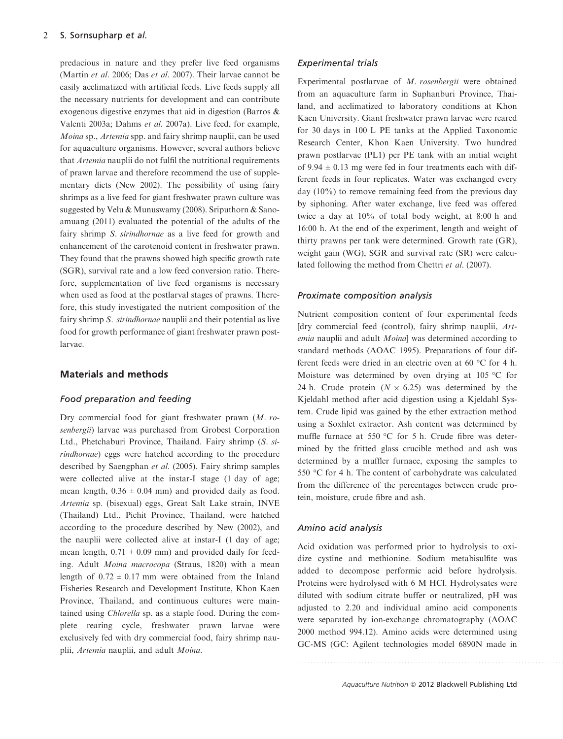predacious in nature and they prefer live feed organisms (Martín *et al.* 2006; Das *et al.* 2007). Their larvae cannot be easily acclimatized with artificial feeds. Live feeds supply all the necessary nutrients for development and can contribute exogenous digestive enzymes that aid in digestion (Barros & Valenti 2003a; Dahms *et al.* 2007a). Live feed, for example, *Moina* sp., *Artemia* spp. and fairy shrimp nauplii, can be used for aquaculture organisms. However, several authors believe that *Artemia* nauplii do not fulfil the nutritional requirements of prawn larvae and therefore recommend the use of supplementary diets (New 2002). The possibility of using fairy shrimps as a live feed for giant freshwater prawn culture was suggested by Velu & Munuswamy (2008). Sriputhorn & Sanoamuang (2011) evaluated the potential of the adults of the fairy shrimp *S. sirindhornae* as a live feed for growth and enhancement of the carotenoid content in freshwater prawn. They found that the prawns showed high specific growth rate (SGR), survival rate and a low feed conversion ratio. Therefore, supplementation of live feed organisms is necessary when used as food at the postlarval stages of prawns. Therefore, this study investigated the nutrient composition of the fairy shrimp *S. sirindhornae* nauplii and their potential as live food for growth performance of giant freshwater prawn postlarvae.

## Materials and methods

### Food preparation and feeding

Dry commercial food for giant freshwater prawn (*M. rosenbergii*) larvae was purchased from Grobest Corporation Ltd., Phetchaburi Province, Thailand. Fairy shrimp (*S. sirindhornae*) eggs were hatched according to the procedure described by Saengphan *et al.* (2005). Fairy shrimp samples were collected alive at the instar-I stage (1 day of age; mean length, $0.36 \pm 0.04$ mm) and provided daily as food. *Artemia* sp. (bisexual) eggs, Great Salt Lake strain, INVE (Thailand) Ltd., Pichit Province, Thailand, were hatched according to the procedure described by New (2002), and the nauplii were collected alive at instar-I (1 day of age; mean length, $0.71 \pm 0.09$ mm) and provided daily for feeding. Adult *Moina macrocopa* (Straus, 1820) with a mean length of $0.72 \pm 0.17$ mm were obtained from the Inland Fisheries Research and Development Institute, Khon Kaen Province, Thailand, and continuous cultures were maintained using *Chlorella* sp. as a staple food. During the complete rearing cycle, freshwater prawn larvae were exclusively fed with dry commercial food, fairy shrimp nauplii, *Artemia* nauplii, and adult *Moina*.

### Experimental trials

Experimental postlarvae of *M. rosenbergii* were obtained from an aquaculture farm in Suphanburi Province, Thailand, and acclimatized to laboratory conditions at Khon Kaen University. Giant freshwater prawn larvae were reared for 30 days in 100 L PE tanks at the Applied Taxonomic Research Center, Khon Kaen University. Two hundred prawn postlarvae (PL1) per PE tank with an initial weight of $9.94 \pm 0.13$ mg were fed in four treatments each with different feeds in four replicates. Water was exchanged every day (10%) to remove remaining feed from the previous day by siphoning. After water exchange, live feed was offered twice a day at 10% of total body weight, at 8:00 h and 16:00 h. At the end of the experiment, length and weight of thirty prawns per tank were determined. Growth rate (GR), weight gain (WG), SGR and survival rate (SR) were calculated following the method from Chettri *et al.* (2007).

### Proximate composition analysis

Nutrient composition content of four experimental feeds [dry commercial feed (control), fairy shrimp nauplii, *Artemia* nauplii and adult *Moina*] was determined according to standard methods (AOAC 1995). Preparations of four different feeds were dried in an electric oven at 60 °C for 4 h. Moisture was determined by oven drying at 105 °C for 24 h. Crude protein ($N \times 6.25$) was determined by the Kjeldahl method after acid digestion using a Kjeldahl System. Crude lipid was gained by the ether extraction method using a Soxhlet extractor. Ash content was determined by muffle furnace at 550 °C for 5 h. Crude fibre was determined by the fritted glass crucible method and ash was determined by a muffler furnace, exposing the samples to 550 °C for 4 h. The content of carbohydrate was calculated from the difference of the percentages between crude protein, moisture, crude fibre and ash.

### Amino acid analysis

Acid oxidation was performed prior to hydrolysis to oxidize cystine and methionine. Sodium metabisulfite was added to decompose performic acid before hydrolysis. Proteins were hydrolysed with 6 M HCl. Hydrolysates were diluted with sodium citrate buffer or neutralized, pH was adjusted to 2.20 and individual amino acid components were separated by ion-exchange chromatography (AOAC 2000 method 994.12). Amino acids were determined using GC-MS (GC: Agilent technologies model 6890N made in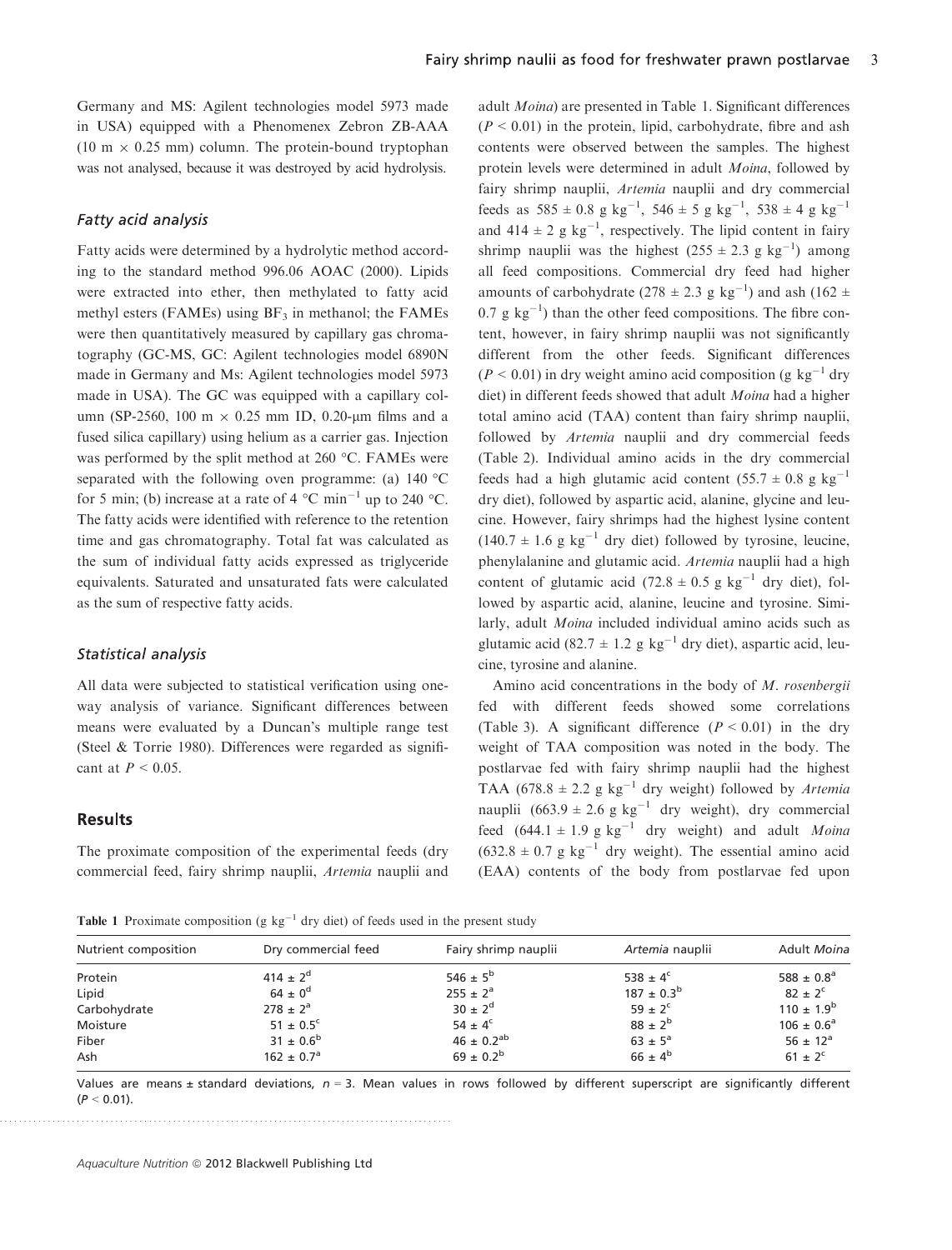Germany and MS: Agilent technologies model 5973 made in USA) equipped with a Phenomenex Zebron ZB-AAA (10 m × 0.25 mm) column. The protein-bound tryptophan was not analysed, because it was destroyed by acid hydrolysis.

### Fatty acid analysis

Fatty acids were determined by a hydrolytic method according to the standard method 996.06 AOAC (2000). Lipids were extracted into ether, then methylated to fatty acid methyl esters (FAMEs) using $BF_3$ in methanol; the FAMEs were then quantitatively measured by capillary gas chromatography (GC-MS, GC: Agilent technologies model 6890N made in Germany and Ms: Agilent technologies model 5973 made in USA). The GC was equipped with a capillary column (SP-2560, 100 m × 0.25 mm ID, 0.20-μm films and a fused silica capillary) using helium as a carrier gas. Injection was performed by the split method at 260 °C. FAMEs were separated with the following oven programme: (a) 140 °C for 5 min; (b) increase at a rate of 4 °C $min^{-1}$ up to 240 °C. The fatty acids were identified with reference to the retention time and gas chromatography. Total fat was calculated as the sum of individual fatty acids expressed as triglyceride equivalents. Saturated and unsaturated fats were calculated as the sum of respective fatty acids.

### Statistical analysis

All data were subjected to statistical verification using one-way analysis of variance. Significant differences between means were evaluated by a Duncan's multiple range test (Steel & Torrie 1980). Differences were regarded as significant at $P < 0.05$.

## Results

The proximate composition of the experimental feeds (dry commercial feed, fairy shrimp nauplii, *Artemia* nauplii and adult *Moina*) are presented in Table 1. Significant differences ($P < 0.01$) in the protein, lipid, carbohydrate, fibre and ash contents were observed between the samples. The highest protein levels were determined in adult *Moina*, followed by fairy shrimp nauplii, *Artemia* nauplii and dry commercial feeds as 585 ± 0.8 g $kg^{-1}$, 546 ± 5 g $kg^{-1}$, 538 ± 4 g $kg^{-1}$ and 414 ± 2 g $kg^{-1}$, respectively. The lipid content in fairy shrimp nauplii was the highest (255 ± 2.3 g $kg^{-1}$) among all feed compositions. Commercial dry feed had higher amounts of carbohydrate (278 ± 2.3 g $kg^{-1}$) and ash (162 ± 0.7 g $kg^{-1}$) than the other feed compositions. The fibre content, however, in fairy shrimp nauplii was not significantly different from the other feeds. Significant differences ($P < 0.01$) in dry weight amino acid composition (g $kg^{-1}$ dry diet) in different feeds showed that adult *Moina* had a higher total amino acid (TAA) content than fairy shrimp nauplii, followed by *Artemia* nauplii and dry commercial feeds (Table 2). Individual amino acids in the dry commercial feeds had a high glutamic acid content (55.7 ± 0.8 g $kg^{-1}$ dry diet), followed by aspartic acid, alanine, glycine and leucine. However, fairy shrimps had the highest lysine content (140.7 ± 1.6 g $kg^{-1}$ dry diet) followed by tyrosine, leucine, phenylalanine and glutamic acid. *Artemia* nauplii had a high content of glutamic acid (72.8 ± 0.5 g $kg^{-1}$ dry diet), followed by aspartic acid, alanine, leucine and tyrosine. Similarly, adult *Moina* included individual amino acids such as glutamic acid (82.7 ± 1.2 g $kg^{-1}$ dry diet), aspartic acid, leucine, tyrosine and alanine.

Amino acid concentrations in the body of *M. rosenbergii* fed with different feeds showed some correlations (Table 3). A significant difference ($P < 0.01$) in the dry weight of TAA composition was noted in the body. The postlarvae fed with fairy shrimp nauplii had the highest TAA (678.8 ± 2.2 g $kg^{-1}$ dry weight) followed by *Artemia* nauplii (663.9 ± 2.6 g $kg^{-1}$ dry weight), dry commercial feed (644.1 ± 1.9 g $kg^{-1}$ dry weight) and adult *Moina* (632.8 ± 0.7 g $kg^{-1}$ dry weight). The essential amino acid (EAA) contents of the body from postlarvae fed upon

**Table 1** Proximate composition (g $kg^{-1}$ dry diet) of feeds used in the present study

| Nutrient composition | Dry commercial feed | Fairy shrimp nauplii | *Artemia* nauplii | Adult *Moina* |
|---|---|---|---|---|
| Protein | $414 \pm 2^{d}$ | $546 \pm 5^{b}$ | $538 \pm 4^{c}$ | $588 \pm 0.8^{a}$ |
| Lipid | $64 \pm 0^{d}$ | $255 \pm 2^{a}$ | $187 \pm 0.3^{b}$ | $82 \pm 2^{c}$ |
| Carbohydrate | $278 \pm 2^{a}$ | $30 \pm 2^{d}$ | $59 \pm 2^{c}$ | $110 \pm 1.9^{b}$ |
| Moisture | $51 \pm 0.5^{c}$ | $54 \pm 4^{c}$ | $88 \pm 2^{b}$ | $106 \pm 0.6^{a}$ |
| Fiber | $31 \pm 0.6^{b}$ | $46 \pm 0.2^{ab}$ | $63 \pm 5^{a}$ | $56 \pm 12^{a}$ |
| Ash | $162 \pm 0.7^{a}$ | $69 \pm 0.2^{b}$ | $66 \pm 4^{b}$ | $61 \pm 2^{c}$ |

Values are means ± standard deviations, $n = 3$. Mean values in rows followed by different superscript are significantly different ($P < 0.01$).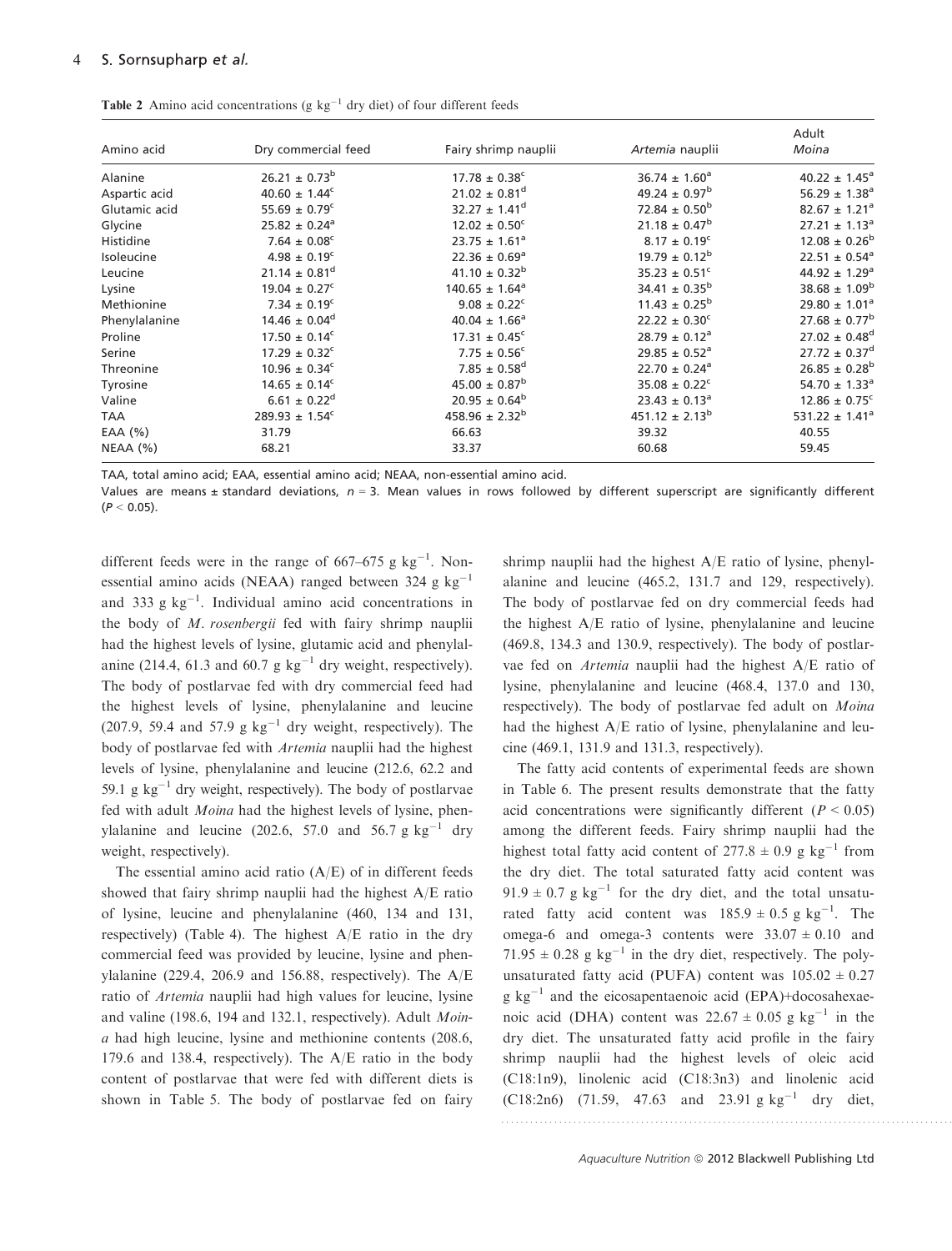**Table 2** Amino acid concentrations (g kg$^{-1}$ dry diet) of four different feeds

| Amino acid | Dry commercial feed | Fairy shrimp nauplii | *Artemia* nauplii | Adult *Moina* |
|---|---|---|---|---|
| Alanine | $26.21 \pm 0.73^{b}$ | $17.78 \pm 0.38^{c}$ | $36.74 \pm 1.60^{a}$ | $40.22 \pm 1.45^{a}$ |
| Aspartic acid | $40.60 \pm 1.44^{c}$ | $21.02 \pm 0.81^{d}$ | $49.24 \pm 0.97^{b}$ | $56.29 \pm 1.38^{a}$ |
| Glutamic acid | $55.69 \pm 0.79^{c}$ | $32.27 \pm 1.41^{d}$ | $72.84 \pm 0.50^{b}$ | $82.67 \pm 1.21^{a}$ |
| Glycine | $25.82 \pm 0.24^{a}$ | $12.02 \pm 0.50^{c}$ | $21.18 \pm 0.47^{b}$ | $27.21 \pm 1.13^{a}$ |
| Histidine | $7.64 \pm 0.08^{c}$ | $23.75 \pm 1.61^{a}$ | $8.17 \pm 0.19^{c}$ | $12.08 \pm 0.26^{b}$ |
| Isoleucine | $4.98 \pm 0.19^{c}$ | $22.36 \pm 0.69^{a}$ | $19.79 \pm 0.12^{b}$ | $22.51 \pm 0.54^{a}$ |
| Leucine | $21.14 \pm 0.81^{d}$ | $41.10 \pm 0.32^{b}$ | $35.23 \pm 0.51^{c}$ | $44.92 \pm 1.29^{a}$ |
| Lysine | $19.04 \pm 0.27^{c}$ | $140.65 \pm 1.64^{a}$ | $34.41 \pm 0.35^{b}$ | $38.68 \pm 1.09^{b}$ |
| Methionine | $7.34 \pm 0.19^{c}$ | $9.08 \pm 0.22^{c}$ | $11.43 \pm 0.25^{b}$ | $29.80 \pm 1.01^{a}$ |
| Phenylalanine | $14.46 \pm 0.04^{d}$ | $40.04 \pm 1.66^{a}$ | $22.22 \pm 0.30^{c}$ | $27.68 \pm 0.77^{b}$ |
| Proline | $17.50 \pm 0.14^{c}$ | $17.31 \pm 0.45^{c}$ | $28.79 \pm 0.12^{a}$ | $27.02 \pm 0.48^{d}$ |
| Serine | $17.29 \pm 0.32^{c}$ | $7.75 \pm 0.56^{c}$ | $29.85 \pm 0.52^{a}$ | $27.72 \pm 0.37^{d}$ |
| Threonine | $10.96 \pm 0.34^{c}$ | $7.85 \pm 0.58^{d}$ | $22.70 \pm 0.24^{a}$ | $26.85 \pm 0.28^{b}$ |
| Tyrosine | $14.65 \pm 0.14^{c}$ | $45.00 \pm 0.87^{b}$ | $35.08 \pm 0.22^{c}$ | $54.70 \pm 1.33^{a}$ |
| Valine | $6.61 \pm 0.22^{d}$ | $20.95 \pm 0.64^{b}$ | $23.43 \pm 0.13^{a}$ | $12.86 \pm 0.75^{c}$ |
| TAA | $289.93 \pm 1.54^{c}$ | $458.96 \pm 2.32^{b}$ | $451.12 \pm 2.13^{b}$ | $531.22 \pm 1.41^{a}$ |
| EAA (%) | 31.79 | 66.63 | 39.32 | 40.55 |
| NEAA (%) | 68.21 | 33.37 | 60.68 | 59.45 |

TAA, total amino acid; EAA, essential amino acid; NEAA, non-essential amino acid.

Values are means ± standard deviations, $n = 3$. Mean values in rows followed by different superscript are significantly different ($P < 0.05$).

different feeds were in the range of 667–675 g kg$^{-1}$. Non-essential amino acids (NEAA) ranged between 324 g kg$^{-1}$ and 333 g kg$^{-1}$. Individual amino acid concentrations in the body of *M. rosenbergii* fed with fairy shrimp nauplii had the highest levels of lysine, glutamic acid and phenylalanine (214.4, 61.3 and 60.7 g kg$^{-1}$ dry weight, respectively). The body of postlarvae fed with dry commercial feed had the highest levels of lysine, phenylalanine and leucine (207.9, 59.4 and 57.9 g kg$^{-1}$ dry weight, respectively). The body of postlarvae fed with *Artemia* nauplii had the highest levels of lysine, phenylalanine and leucine (212.6, 62.2 and 59.1 g kg$^{-1}$ dry weight, respectively). The body of postlarvae fed with adult *Moina* had the highest levels of lysine, phenylalanine and leucine (202.6, 57.0 and 56.7 g kg$^{-1}$ dry weight, respectively).

The essential amino acid ratio (A/E) of in different feeds showed that fairy shrimp nauplii had the highest A/E ratio of lysine, leucine and phenylalanine (460, 134 and 131, respectively) (Table 4). The highest A/E ratio in the dry commercial feed was provided by leucine, lysine and phenylalanine (229.4, 206.9 and 156.88, respectively). The A/E ratio of *Artemia* nauplii had high values for leucine, lysine and valine (198.6, 194 and 132.1, respectively). Adult *Moina* had high leucine, lysine and methionine contents (208.6, 179.6 and 138.4, respectively). The A/E ratio in the body content of postlarvae that were fed with different diets is shown in Table 5. The body of postlarvae fed on fairy shrimp nauplii had the highest A/E ratio of lysine, phenylalanine and leucine (465.2, 131.7 and 129, respectively). The body of postlarvae fed on dry commercial feeds had the highest A/E ratio of lysine, phenylalanine and leucine (469.8, 134.3 and 130.9, respectively). The body of postlarvae fed on *Artemia* nauplii had the highest A/E ratio of lysine, phenylalanine and leucine (468.4, 137.0 and 130, respectively). The body of postlarvae fed adult on *Moina* had the highest A/E ratio of lysine, phenylalanine and leucine (469.1, 131.9 and 131.3, respectively).

The fatty acid contents of experimental feeds are shown in Table 6. The present results demonstrate that the fatty acid concentrations were significantly different ($P < 0.05$) among the different feeds. Fairy shrimp nauplii had the highest total fatty acid content of $277.8 \pm 0.9$ g kg$^{-1}$ from the dry diet. The total saturated fatty acid content was $91.9 \pm 0.7$ g kg$^{-1}$ for the dry diet, and the total unsaturated fatty acid content was $185.9 \pm 0.5$ g kg$^{-1}$. The omega-6 and omega-3 contents were $33.07 \pm 0.10$ and $71.95 \pm 0.28$ g kg$^{-1}$ in the dry diet, respectively. The polyunsaturated fatty acid (PUFA) content was $105.02 \pm 0.27$ g kg$^{-1}$ and the eicosapentaenoic acid (EPA)+docosahexaenoic acid (DHA) content was $22.67 \pm 0.05$ g kg$^{-1}$ in the dry diet. The unsaturated fatty acid profile in the fairy shrimp nauplii had the highest levels of oleic acid (C18:1n9), linolenic acid (C18:3n3) and linolenic acid (C18:2n6) (71.59, 47.63 and 23.91 g kg$^{-1}$ dry diet,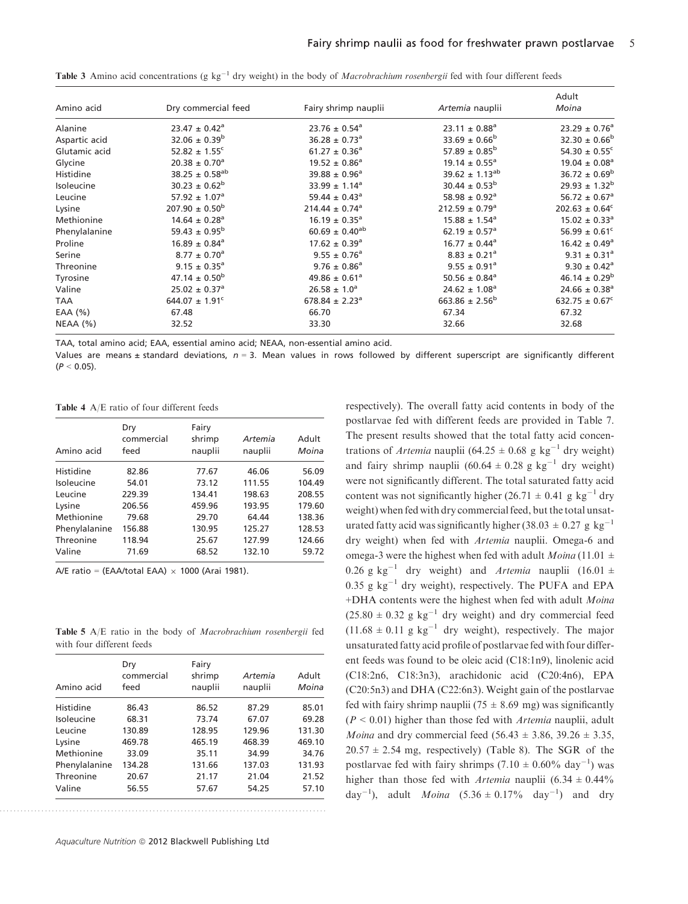**Table 3** Amino acid concentrations (g kg$^{-1}$ dry weight) in the body of *Macrobrachium rosenbergii* fed with four different feeds

| Amino acid | Dry commercial feed | Fairy shrimp nauplii | *Artemia* nauplii | Adult *Moina* |
|---|---|---|---|---|
| Alanine | $23.47 \pm 0.42^{a}$ | $23.76 \pm 0.54^{a}$ | $23.11 \pm 0.88^{a}$ | $23.29 \pm 0.76^{a}$ |
| Aspartic acid | $32.06 \pm 0.39^{b}$ | $36.28 \pm 0.73^{a}$ | $33.69 \pm 0.66^{b}$ | $32.30 \pm 0.66^{b}$ |
| Glutamic acid | $52.82 \pm 1.55^{c}$ | $61.27 \pm 0.36^{a}$ | $57.89 \pm 0.85^{b}$ | $54.30 \pm 0.55^{c}$ |
| Glycine | $20.38 \pm 0.70^{a}$ | $19.52 \pm 0.86^{a}$ | $19.14 \pm 0.55^{a}$ | $19.04 \pm 0.08^{a}$ |
| Histidine | $38.25 \pm 0.58^{ab}$ | $39.88 \pm 0.96^{a}$ | $39.62 \pm 1.13^{ab}$ | $36.72 \pm 0.69^{b}$ |
| Isoleucine | $30.23 \pm 0.62^{b}$ | $33.99 \pm 1.14^{a}$ | $30.44 \pm 0.53^{b}$ | $29.93 \pm 1.32^{b}$ |
| Leucine | $57.92 \pm 1.07^{a}$ | $59.44 \pm 0.43^{a}$ | $58.98 \pm 0.92^{a}$ | $56.72 \pm 0.67^{a}$ |
| Lysine | $207.90 \pm 0.50^{b}$ | $214.44 \pm 0.74^{a}$ | $212.59 \pm 0.79^{a}$ | $202.63 \pm 0.64^{c}$ |
| Methionine | $14.64 \pm 0.28^{a}$ | $16.19 \pm 0.35^{a}$ | $15.88 \pm 1.54^{a}$ | $15.02 \pm 0.33^{a}$ |
| Phenylalanine | $59.43 \pm 0.95^{b}$ | $60.69 \pm 0.40^{ab}$ | $62.19 \pm 0.57^{a}$ | $56.99 \pm 0.61^{c}$ |
| Proline | $16.89 \pm 0.84^{a}$ | $17.62 \pm 0.39^{a}$ | $16.77 \pm 0.44^{a}$ | $16.42 \pm 0.49^{a}$ |
| Serine | $8.77 \pm 0.70^{a}$ | $9.55 \pm 0.76^{a}$ | $8.83 \pm 0.21^{a}$ | $9.31 \pm 0.31^{a}$ |
| Threonine | $9.15 \pm 0.35^{a}$ | $9.76 \pm 0.86^{a}$ | $9.55 \pm 0.91^{a}$ | $9.30 \pm 0.42^{a}$ |
| Tyrosine | $47.14 \pm 0.50^{b}$ | $49.86 \pm 0.61^{a}$ | $50.56 \pm 0.84^{a}$ | $46.14 \pm 0.29^{b}$ |
| Valine | $25.02 \pm 0.37^{a}$ | $26.58 \pm 1.0^{a}$ | $24.62 \pm 1.08^{a}$ | $24.66 \pm 0.38^{a}$ |
| TAA | $644.07 \pm 1.91^{c}$ | $678.84 \pm 2.23^{a}$ | $663.86 \pm 2.56^{b}$ | $632.75 \pm 0.67^{c}$ |
| EAA (%) | 67.48 | 66.70 | 67.34 | 67.32 |
| NEAA (%) | 32.52 | 33.30 | 32.66 | 32.68 |

TAA, total amino acid; EAA, essential amino acid; NEAA, non-essential amino acid.

Values are means ± standard deviations, $n = 3$. Mean values in rows followed by different superscript are significantly different ($P < 0.05$).

**Table 4** A/E ratio of four different feeds

| Amino acid | Dry commercial feed | Fairy shrimp nauplii | *Artemia* nauplii | Adult *Moina* |
|---|---|---|---|---|
| Histidine | 82.86 | 77.67 | 46.06 | 56.09 |
| Isoleucine | 54.01 | 73.12 | 111.55 | 104.49 |
| Leucine | 229.39 | 134.41 | 198.63 | 208.55 |
| Lysine | 206.56 | 459.96 | 193.95 | 179.60 |
| Methionine | 79.68 | 29.70 | 64.44 | 138.36 |
| Phenylalanine | 156.88 | 130.95 | 125.27 | 128.53 |
| Threonine | 118.94 | 25.67 | 127.99 | 124.66 |
| Valine | 71.69 | 68.52 | 132.10 | 59.72 |

A/E ratio = (EAA/total EAA) × 1000 (Arai 1981).

**Table 5** A/E ratio in the body of *Macrobrachium rosenbergii* fed with four different feeds

| Amino acid | Dry commercial feed | Fairy shrimp nauplii | *Artemia* nauplii | Adult *Moina* |
|---|---|---|---|---|
| Histidine | 86.43 | 86.52 | 87.29 | 85.01 |
| Isoleucine | 68.31 | 73.74 | 67.07 | 69.28 |
| Leucine | 130.89 | 128.95 | 129.96 | 131.30 |
| Lysine | 469.78 | 465.19 | 468.39 | 469.10 |
| Methionine | 33.09 | 35.11 | 34.99 | 34.76 |
| Phenylalanine | 134.28 | 131.66 | 137.03 | 131.93 |
| Threonine | 20.67 | 21.17 | 21.04 | 21.52 |
| Valine | 56.55 | 57.67 | 54.25 | 57.10 |

respectively). The overall fatty acid contents in body of the postlarvae fed with different feeds are provided in Table 7. The present results showed that the total fatty acid concentrations of *Artemia* nauplii ($64.25 \pm 0.68$ g kg$^{-1}$ dry weight) and fairy shrimp nauplii ($60.64 \pm 0.28$ g kg$^{-1}$ dry weight) were not significantly different. The total saturated fatty acid content was not significantly higher ($26.71 \pm 0.41$ g kg$^{-1}$ dry weight) when fed with dry commercial feed, but the total unsaturated fatty acid was significantly higher ($38.03 \pm 0.27$ g kg$^{-1}$ dry weight) when fed with *Artemia* nauplii. Omega-6 and omega-3 were the highest when fed with adult *Moina* ($11.01 \pm 0.26$ g kg$^{-1}$ dry weight) and *Artemia* nauplii ($16.01 \pm 0.35$ g kg$^{-1}$ dry weight), respectively. The PUFA and EPA +DHA contents were the highest when fed with adult *Moina* ($25.80 \pm 0.32$ g kg$^{-1}$ dry weight) and dry commercial feed ($11.68 \pm 0.11$ g kg$^{-1}$ dry weight), respectively. The major unsaturated fatty acid profile of postlarvae fed with four different feeds was found to be oleic acid (C18:1n9), linolenic acid (C18:2n6, C18:3n3), arachidonic acid (C20:4n6), EPA (C20:5n3) and DHA (C22:6n3). Weight gain of the postlarvae fed with fairy shrimp nauplii ($75 \pm 8.69$ mg) was significantly ($P < 0.01$) higher than those fed with *Artemia* nauplii, adult *Moina* and dry commercial feed ($56.43 \pm 3.86$, $39.26 \pm 3.35$, $20.57 \pm 2.54$ mg, respectively) (Table 8). The SGR of the postlarvae fed with fairy shrimps ($7.10 \pm 0.60$% day$^{-1}$) was higher than those fed with *Artemia* nauplii ($6.34 \pm 0.44$% day$^{-1}$), adult *Moina* ($5.36 \pm 0.17$% day$^{-1}$) and dry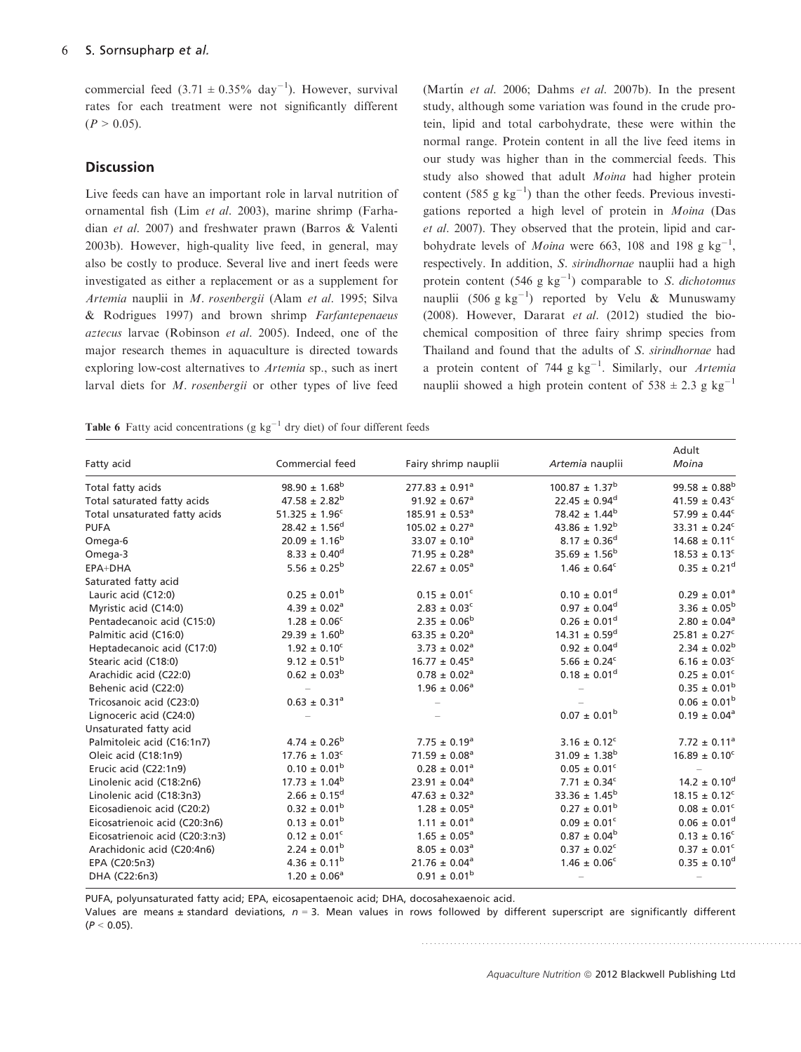commercial feed ($3.71 \pm 0.35\%$ day$^{-1}$). However, survival rates for each treatment were not significantly different ($P > 0.05$).

## Discussion

Live feeds can have an important role in larval nutrition of ornamental fish (Lim *et al.* 2003), marine shrimp (Farhadian *et al.* 2007) and freshwater prawn (Barros & Valenti 2003b). However, high-quality live feed, in general, may also be costly to produce. Several live and inert feeds were investigated as either a replacement or as a supplement for *Artemia* nauplii in *M. rosenbergii* (Alam *et al.* 1995; Silva & Rodrigues 1997) and brown shrimp *Farfantepenaeus aztecus* larvae (Robinson *et al.* 2005). Indeed, one of the major research themes in aquaculture is directed towards exploring low-cost alternatives to *Artemia* sp., such as inert larval diets for *M. rosenbergii* or other types of live feed (Martín *et al.* 2006; Dahms *et al.* 2007b). In the present study, although some variation was found in the crude protein, lipid and total carbohydrate, these were within the normal range. Protein content in all the live feed items in our study was higher than in the commercial feeds. This study also showed that adult *Moina* had higher protein content (585 g kg$^{-1}$) than the other feeds. Previous investigations reported a high level of protein in *Moina* (Das *et al.* 2007). They observed that the protein, lipid and carbohydrate levels of *Moina* were 663, 108 and 198 g kg$^{-1}$, respectively. In addition, *S. sirindhornae* nauplii had a high protein content (546 g kg$^{-1}$) comparable to *S. dichotomus* nauplii (506 g kg$^{-1}$) reported by Velu & Munuswamy (2008). However, Dararat *et al.* (2012) studied the biochemical composition of three fairy shrimp species from Thailand and found that the adults of *S. sirindhornae* had a protein content of 744 g kg$^{-1}$. Similarly, our *Artemia* nauplii showed a high protein content of $538 \pm 2.3$ g kg$^{-1}$

**Table 6** Fatty acid concentrations (g kg$^{-1}$ dry diet) of four different feeds

| Fatty acid | Commercial feed | Fairy shrimp nauplii | *Artemia* nauplii | Adult *Moina* |
|---|---|---|---|---|
| Total fatty acids | $98.90 \pm 1.68^{b}$ | $277.83 \pm 0.91^{a}$ | $100.87 \pm 1.37^{b}$ | $99.58 \pm 0.88^{b}$ |
| Total saturated fatty acids | $47.58 \pm 2.82^{b}$ | $91.92 \pm 0.67^{a}$ | $22.45 \pm 0.94^{d}$ | $41.59 \pm 0.43^{c}$ |
| Total unsaturated fatty acids | $51.325 \pm 1.96^{c}$ | $185.91 \pm 0.53^{a}$ | $78.42 \pm 1.44^{b}$ | $57.99 \pm 0.44^{c}$ |
| PUFA | $28.42 \pm 1.56^{d}$ | $105.02 \pm 0.27^{a}$ | $43.86 \pm 1.92^{b}$ | $33.31 \pm 0.24^{c}$ |
| Omega-6 | $20.09 \pm 1.16^{b}$ | $33.07 \pm 0.10^{a}$ | $8.17 \pm 0.36^{d}$ | $14.68 \pm 0.11^{c}$ |
| Omega-3 | $8.33 \pm 0.40^{d}$ | $71.95 \pm 0.28^{a}$ | $35.69 \pm 1.56^{b}$ | $18.53 \pm 0.13^{c}$ |
| EPA+DHA | $5.56 \pm 0.25^{b}$ | $22.67 \pm 0.05^{a}$ | $1.46 \pm 0.64^{c}$ | $0.35 \pm 0.21^{d}$ |
| Saturated fatty acid | | | | |
| Lauric acid (C12:0) | $0.25 \pm 0.01^{b}$ | $0.15 \pm 0.01^{c}$ | $0.10 \pm 0.01^{d}$ | $0.29 \pm 0.01^{a}$ |
| Myristic acid (C14:0) | $4.39 \pm 0.02^{a}$ | $2.83 \pm 0.03^{c}$ | $0.97 \pm 0.04^{d}$ | $3.36 \pm 0.05^{b}$ |
| Pentadecanoic acid (C15:0) | $1.28 \pm 0.06^{c}$ | $2.35 \pm 0.06^{b}$ | $0.26 \pm 0.01^{d}$ | $2.80 \pm 0.04^{a}$ |
| Palmitic acid (C16:0) | $29.39 \pm 1.60^{b}$ | $63.35 \pm 0.20^{a}$ | $14.31 \pm 0.59^{d}$ | $25.81 \pm 0.27^{c}$ |
| Heptadecanoic acid (C17:0) | $1.92 \pm 0.10^{c}$ | $3.73 \pm 0.02^{a}$ | $0.92 \pm 0.04^{d}$ | $2.34 \pm 0.02^{b}$ |
| Stearic acid (C18:0) | $9.12 \pm 0.51^{b}$ | $16.77 \pm 0.45^{a}$ | $5.66 \pm 0.24^{c}$ | $6.16 \pm 0.03^{c}$ |
| Arachidic acid (C22:0) | $0.62 \pm 0.03^{b}$ | $0.78 \pm 0.02^{a}$ | $0.18 \pm 0.01^{d}$ | $0.25 \pm 0.01^{c}$ |
| Behenic acid (C22:0) | – | $1.96 \pm 0.06^{a}$ | – | $0.35 \pm 0.01^{b}$ |
| Tricosanoic acid (C23:0) | $0.63 \pm 0.31^{a}$ | – | – | $0.06 \pm 0.01^{b}$ |
| Lignoceric acid (C24:0) | – | – | $0.07 \pm 0.01^{b}$ | $0.19 \pm 0.04^{a}$ |
| Unsaturated fatty acid | | | | |
| Palmitoleic acid (C16:1n7) | $4.74 \pm 0.26^{b}$ | $7.75 \pm 0.19^{a}$ | $3.16 \pm 0.12^{c}$ | $7.72 \pm 0.11^{a}$ |
| Oleic acid (C18:1n9) | $17.76 \pm 1.03^{c}$ | $71.59 \pm 0.08^{a}$ | $31.09 \pm 1.38^{b}$ | $16.89 \pm 0.10^{c}$ |
| Erucic acid (C22:1n9) | $0.10 \pm 0.01^{b}$ | $0.28 \pm 0.01^{a}$ | $0.05 \pm 0.01^{c}$ | – |
| Linolenic acid (C18:2n6) | $17.73 \pm 1.04^{b}$ | $23.91 \pm 0.04^{a}$ | $7.71 \pm 0.34^{c}$ | $14.2 \pm 0.10^{d}$ |
| Linolenic acid (C18:3n3) | $2.66 \pm 0.15^{d}$ | $47.63 \pm 0.32^{a}$ | $33.36 \pm 1.45^{b}$ | $18.15 \pm 0.12^{c}$ |
| Eicosadienoic acid (C20:2) | $0.32 \pm 0.01^{b}$ | $1.28 \pm 0.05^{a}$ | $0.27 \pm 0.01^{b}$ | $0.08 \pm 0.01^{c}$ |
| Eicosatrienoic acid (C20:3n6) | $0.13 \pm 0.01^{b}$ | $1.11 \pm 0.01^{a}$ | $0.09 \pm 0.01^{c}$ | $0.06 \pm 0.01^{d}$ |
| Eicosatrienoic acid (C20:3:n3) | $0.12 \pm 0.01^{c}$ | $1.65 \pm 0.05^{a}$ | $0.87 \pm 0.04^{b}$ | $0.13 \pm 0.16^{c}$ |
| Arachidonic acid (C20:4n6) | $2.24 \pm 0.01^{b}$ | $8.05 \pm 0.03^{a}$ | $0.37 \pm 0.02^{c}$ | $0.37 \pm 0.01^{c}$ |
| EPA (C20:5n3) | $4.36 \pm 0.11^{b}$ | $21.76 \pm 0.04^{a}$ | $1.46 \pm 0.06^{c}$ | $0.35 \pm 0.10^{d}$ |
| DHA (C22:6n3) | $1.20 \pm 0.06^{a}$ | $0.91 \pm 0.01^{b}$ | – | – |

PUFA, polyunsaturated fatty acid; EPA, eicosapentaenoic acid; DHA, docosahexaenoic acid.

Values are means ± standard deviations, $n = 3$. Mean values in rows followed by different superscript are significantly different ($P < 0.05$).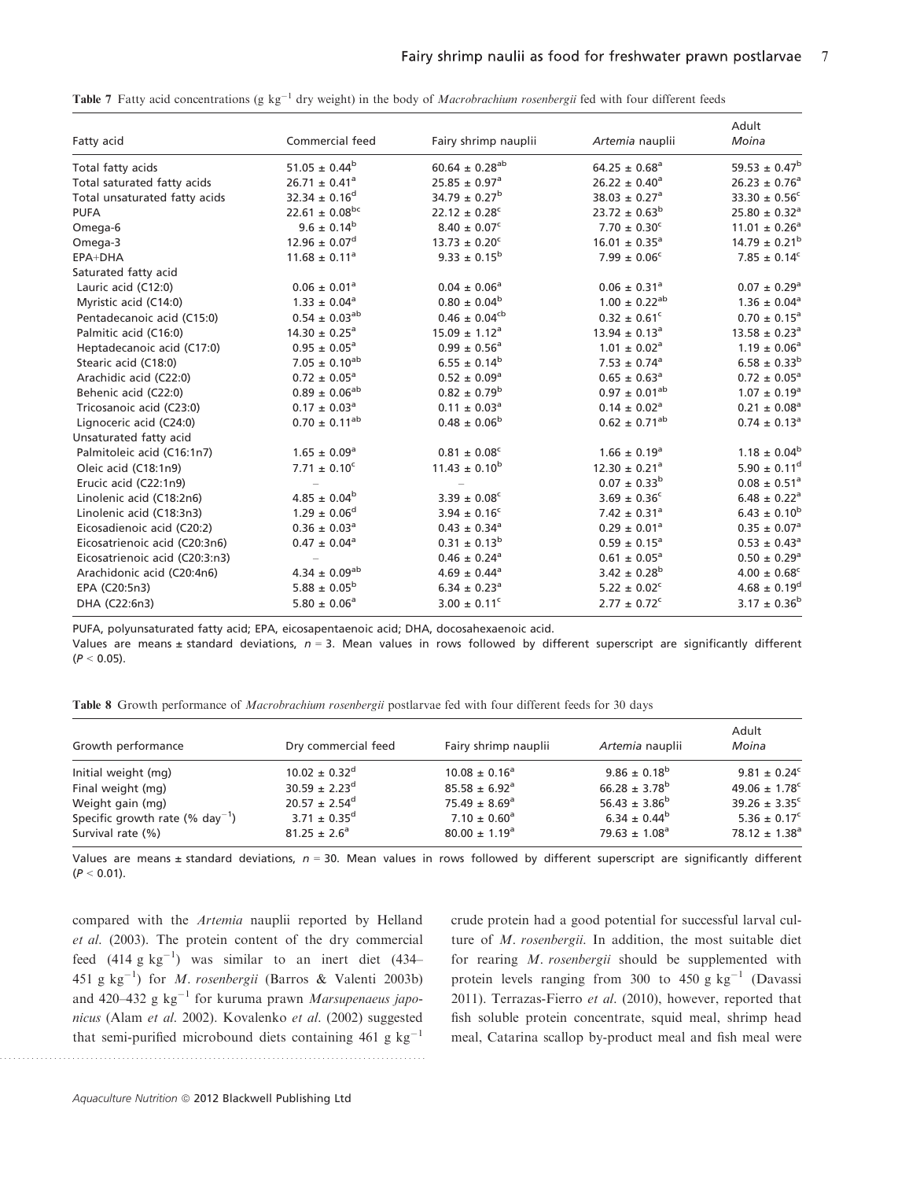**Table 7** Fatty acid concentrations (g kg$^{-1}$ dry weight) in the body of *Macrobrachium rosenbergii* fed with four different feeds

| Fatty acid | Commercial feed | Fairy shrimp nauplii | *Artemia* nauplii | Adult *Moina* |
|---|---|---|---|---|
| Total fatty acids | $51.05 \pm 0.44^{b}$ | $60.64 \pm 0.28^{ab}$ | $64.25 \pm 0.68^{a}$ | $59.53 \pm 0.47^{b}$ |
| Total saturated fatty acids | $26.71 \pm 0.41^{a}$ | $25.85 \pm 0.97^{a}$ | $26.22 \pm 0.40^{a}$ | $26.23 \pm 0.76^{a}$ |
| Total unsaturated fatty acids | $32.34 \pm 0.16^{d}$ | $34.79 \pm 0.27^{b}$ | $38.03 \pm 0.27^{a}$ | $33.30 \pm 0.56^{c}$ |
| PUFA | $22.61 \pm 0.08^{bc}$ | $22.12 \pm 0.28^{c}$ | $23.72 \pm 0.63^{b}$ | $25.80 \pm 0.32^{a}$ |
| Omega-6 | $9.6 \pm 0.14^{b}$ | $8.40 \pm 0.07^{c}$ | $7.70 \pm 0.30^{c}$ | $11.01 \pm 0.26^{a}$ |
| Omega-3 | $12.96 \pm 0.07^{d}$ | $13.73 \pm 0.20^{c}$ | $16.01 \pm 0.35^{a}$ | $14.79 \pm 0.21^{b}$ |
| EPA+DHA | $11.68 \pm 0.11^{a}$ | $9.33 \pm 0.15^{b}$ | $7.99 \pm 0.06^{c}$ | $7.85 \pm 0.14^{c}$ |
| Saturated fatty acid | | | | |
| Lauric acid (C12:0) | $0.06 \pm 0.01^{a}$ | $0.04 \pm 0.06^{a}$ | $0.06 \pm 0.31^{a}$ | $0.07 \pm 0.29^{a}$ |
| Myristic acid (C14:0) | $1.33 \pm 0.04^{a}$ | $0.80 \pm 0.04^{b}$ | $1.00 \pm 0.22^{ab}$ | $1.36 \pm 0.04^{a}$ |
| Pentadecanoic acid (C15:0) | $0.54 \pm 0.03^{ab}$ | $0.46 \pm 0.04^{cb}$ | $0.32 \pm 0.61^{c}$ | $0.70 \pm 0.15^{a}$ |
| Palmitic acid (C16:0) | $14.30 \pm 0.25^{a}$ | $15.09 \pm 1.12^{a}$ | $13.94 \pm 0.13^{a}$ | $13.58 \pm 0.23^{a}$ |
| Heptadecanoic acid (C17:0) | $0.95 \pm 0.05^{a}$ | $0.99 \pm 0.56^{a}$ | $1.01 \pm 0.02^{a}$ | $1.19 \pm 0.06^{a}$ |
| Stearic acid (C18:0) | $7.05 \pm 0.10^{ab}$ | $6.55 \pm 0.14^{b}$ | $7.53 \pm 0.74^{a}$ | $6.58 \pm 0.33^{b}$ |
| Arachidic acid (C22:0) | $0.72 \pm 0.05^{a}$ | $0.52 \pm 0.09^{a}$ | $0.65 \pm 0.63^{a}$ | $0.72 \pm 0.05^{a}$ |
| Behenic acid (C22:0) | $0.89 \pm 0.06^{ab}$ | $0.82 \pm 0.79^{b}$ | $0.97 \pm 0.01^{ab}$ | $1.07 \pm 0.19^{a}$ |
| Tricosanoic acid (C23:0) | $0.17 \pm 0.03^{a}$ | $0.11 \pm 0.03^{a}$ | $0.14 \pm 0.02^{a}$ | $0.21 \pm 0.08^{a}$ |
| Lignoceric acid (C24:0) | $0.70 \pm 0.11^{ab}$ | $0.48 \pm 0.06^{b}$ | $0.62 \pm 0.71^{ab}$ | $0.74 \pm 0.13^{a}$ |
| Unsaturated fatty acid | | | | |
| Palmitoleic acid (C16:1n7) | $1.65 \pm 0.09^{a}$ | $0.81 \pm 0.08^{c}$ | $1.66 \pm 0.19^{a}$ | $1.18 \pm 0.04^{b}$ |
| Oleic acid (C18:1n9) | $7.71 \pm 0.10^{c}$ | $11.43 \pm 0.10^{b}$ | $12.30 \pm 0.21^{a}$ | $5.90 \pm 0.11^{d}$ |
| Erucic acid (C22:1n9) | – | – | $0.07 \pm 0.33^{b}$ | $0.08 \pm 0.51^{a}$ |
| Linolenic acid (C18:2n6) | $4.85 \pm 0.04^{b}$ | $3.39 \pm 0.08^{c}$ | $3.69 \pm 0.36^{c}$ | $6.48 \pm 0.22^{a}$ |
| Linolenic acid (C18:3n3) | $1.29 \pm 0.06^{d}$ | $3.94 \pm 0.16^{c}$ | $7.42 \pm 0.31^{a}$ | $6.43 \pm 0.10^{b}$ |
| Eicosadienoic acid (C20:2) | $0.36 \pm 0.03^{a}$ | $0.43 \pm 0.34^{a}$ | $0.29 \pm 0.01^{a}$ | $0.35 \pm 0.07^{a}$ |
| Eicosatrienoic acid (C20:3n6) | $0.47 \pm 0.04^{a}$ | $0.31 \pm 0.13^{b}$ | $0.59 \pm 0.15^{a}$ | $0.53 \pm 0.43^{a}$ |
| Eicosatrienoic acid (C20:3:n3) | – | $0.46 \pm 0.24^{a}$ | $0.61 \pm 0.05^{a}$ | $0.50 \pm 0.29^{a}$ |
| Arachidonic acid (C20:4n6) | $4.34 \pm 0.09^{ab}$ | $4.69 \pm 0.44^{a}$ | $3.42 \pm 0.28^{b}$ | $4.00 \pm 0.68^{c}$ |
| EPA (C20:5n3) | $5.88 \pm 0.05^{b}$ | $6.34 \pm 0.23^{a}$ | $5.22 \pm 0.02^{c}$ | $4.68 \pm 0.19^{d}$ |
| DHA (C22:6n3) | $5.80 \pm 0.06^{a}$ | $3.00 \pm 0.11^{c}$ | $2.77 \pm 0.72^{c}$ | $3.17 \pm 0.36^{b}$ |

PUFA, polyunsaturated fatty acid; EPA, eicosapentaenoic acid; DHA, docosahexaenoic acid.

Values are means ± standard deviations, $n = 3$. Mean values in rows followed by different superscript are significantly different ($P < 0.05$).

**Table 8** Growth performance of *Macrobrachium rosenbergii* postlarvae fed with four different feeds for 30 days

| Growth performance | Dry commercial feed | Fairy shrimp nauplii | *Artemia* nauplii | Adult *Moina* |
|---|---|---|---|---|
| Initial weight (mg) | $10.02 \pm 0.32^{d}$ | $10.08 \pm 0.16^{a}$ | $9.86 \pm 0.18^{b}$ | $9.81 \pm 0.24^{c}$ |
| Final weight (mg) | $30.59 \pm 2.23^{d}$ | $85.58 \pm 6.92^{a}$ | $66.28 \pm 3.78^{b}$ | $49.06 \pm 1.78^{c}$ |
| Weight gain (mg) | $20.57 \pm 2.54^{d}$ | $75.49 \pm 8.69^{a}$ | $56.43 \pm 3.86^{b}$ | $39.26 \pm 3.35^{c}$ |
| Specific growth rate (% day$^{-1}$) | $3.71 \pm 0.35^{d}$ | $7.10 \pm 0.60^{a}$ | $6.34 \pm 0.44^{b}$ | $5.36 \pm 0.17^{c}$ |
| Survival rate (%) | $81.25 \pm 2.6^{a}$ | $80.00 \pm 1.19^{a}$ | $79.63 \pm 1.08^{a}$ | $78.12 \pm 1.38^{a}$ |

Values are means ± standard deviations, $n = 30$. Mean values in rows followed by different superscript are significantly different ($P < 0.01$).

compared with the *Artemia* nauplii reported by Helland *et al.* (2003). The protein content of the dry commercial feed (414 g kg$^{-1}$) was similar to an inert diet (434–451 g kg$^{-1}$) for *M. rosenbergii* (Barros & Valenti 2003b) and 420–432 g kg$^{-1}$ for kuruma prawn *Marsupenaeus japonicus* (Alam *et al.* 2002). Kovalenko *et al.* (2002) suggested that semi-purified microbound diets containing 461 g kg$^{-1}$ crude protein had a good potential for successful larval culture of *M. rosenbergii*. In addition, the most suitable diet for rearing *M. rosenbergii* should be supplemented with protein levels ranging from 300 to 450 g kg$^{-1}$ (Davassi 2011). Terrazas-Fierro *et al.* (2010), however, reported that fish soluble protein concentrate, squid meal, shrimp head meal, Catarina scallop by-product meal and fish meal were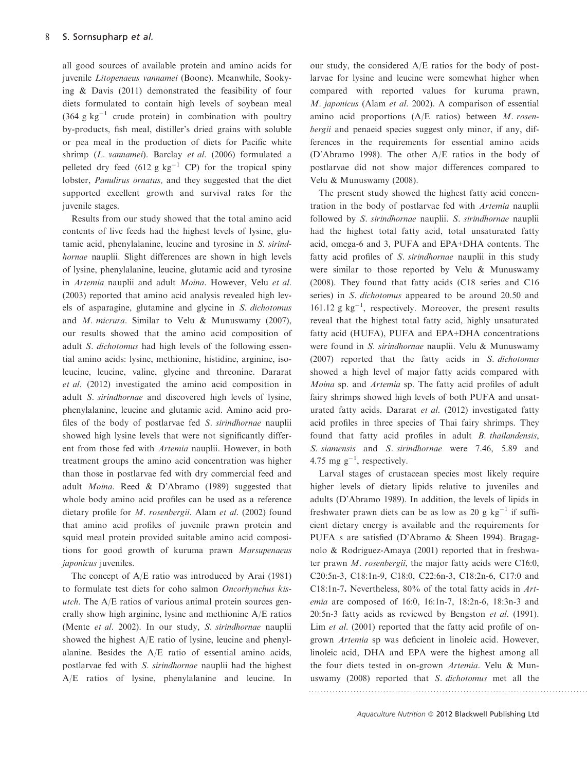all good sources of available protein and amino acids for juvenile *Litopenaeus vannamei* (Boone). Meanwhile, Sookying & Davis (2011) demonstrated the feasibility of four diets formulated to contain high levels of soybean meal (364 g $kg^{-1}$ crude protein) in combination with poultry by-products, fish meal, distiller's dried grains with soluble or pea meal in the production of diets for Pacific white shrimp (*L. vannamei*). Barclay *et al.* (2006) formulated a pelleted dry feed (612 g $kg^{-1}$ CP) for the tropical spiny lobster, *Panulirus ornatus,* and they suggested that the diet supported excellent growth and survival rates for the juvenile stages.

Results from our study showed that the total amino acid contents of live feeds had the highest levels of lysine, glutamic acid, phenylalanine, leucine and tyrosine in *S. sirindhornae* nauplii. Slight differences are shown in high levels of lysine, phenylalanine, leucine, glutamic acid and tyrosine in *Artemia* nauplii and adult *Moina*. However, Velu *et al.* (2003) reported that amino acid analysis revealed high levels of asparagine, glutamine and glycine in *S. dichotomus* and *M. micrura*. Similar to Velu & Munuswamy (2007), our results showed that the amino acid composition of adult *S. dichotomus* had high levels of the following essential amino acids: lysine, methionine, histidine, arginine, isoleucine, leucine, valine, glycine and threonine. Dararat *et al.* (2012) investigated the amino acid composition in adult *S. sirindhornae* and discovered high levels of lysine, phenylalanine, leucine and glutamic acid. Amino acid profiles of the body of postlarvae fed *S. sirindhornae* nauplii showed high lysine levels that were not significantly different from those fed with *Artemia* nauplii. However, in both treatment groups the amino acid concentration was higher than those in postlarvae fed with dry commercial feed and adult *Moina*. Reed & D'Abramo (1989) suggested that whole body amino acid profiles can be used as a reference dietary profile for *M. rosenbergii*. Alam *et al.* (2002) found that amino acid profiles of juvenile prawn protein and squid meal protein provided suitable amino acid compositions for good growth of kuruma prawn *Marsupenaeus japonicus* juveniles.

The concept of A/E ratio was introduced by Arai (1981) to formulate test diets for coho salmon *Oncorhynchus kisutch*. The A/E ratios of various animal protein sources generally show high arginine, lysine and methionine A/E ratios (Mente *et al.* 2002). In our study, *S. sirindhornae* nauplii showed the highest A/E ratio of lysine, leucine and phenylalanine. Besides the A/E ratio of essential amino acids, postlarvae fed with *S. sirindhornae* nauplii had the highest A/E ratios of lysine, phenylalanine and leucine. In our study, the considered A/E ratios for the body of postlarvae for lysine and leucine were somewhat higher when compared with reported values for kuruma prawn, *M. japonicus* (Alam *et al.* 2002). A comparison of essential amino acid proportions (A/E ratios) between *M. rosenbergii* and penaeid species suggest only minor, if any, differences in the requirements for essential amino acids (D'Abramo 1998). The other A/E ratios in the body of postlarvae did not show major differences compared to Velu & Munuswamy (2008).

The present study showed the highest fatty acid concentration in the body of postlarvae fed with *Artemia* nauplii followed by *S. sirindhornae* nauplii. *S. sirindhornae* nauplii had the highest total fatty acid, total unsaturated fatty acid, omega-6 and 3, PUFA and EPA+DHA contents. The fatty acid profiles of *S. sirindhornae* nauplii in this study were similar to those reported by Velu & Munuswamy (2008). They found that fatty acids (C18 series and C16 series) in *S. dichotomus* appeared to be around 20.50 and 161.12 g $kg^{-1}$, respectively. Moreover, the present results reveal that the highest total fatty acid, highly unsaturated fatty acid (HUFA), PUFA and EPA+DHA concentrations were found in *S. sirindhornae* nauplii. Velu & Munuswamy (2007) reported that the fatty acids in *S. dichotomus* showed a high level of major fatty acids compared with *Moina* sp. and *Artemia* sp. The fatty acid profiles of adult fairy shrimps showed high levels of both PUFA and unsaturated fatty acids. Dararat *et al.* (2012) investigated fatty acid profiles in three species of Thai fairy shrimps. They found that fatty acid profiles in adult *B. thailandensis*, *S. siamensis* and *S. sirindhornae* were 7.46, 5.89 and 4.75 mg $g^{-1}$, respectively.

Larval stages of crustacean species most likely require higher levels of dietary lipids relative to juveniles and adults (D'Abramo 1989). In addition, the levels of lipids in freshwater prawn diets can be as low as 20 g $kg^{-1}$ if sufficient dietary energy is available and the requirements for PUFA s are satisfied (D'Abramo & Sheen 1994). Bragagnolo & Rodriguez-Amaya (2001) reported that in freshwater prawn *M. rosenbergii*, the major fatty acids were C16:0, C20:5n-3, C18:1n-9, C18:0, C22:6n-3, C18:2n-6, C17:0 and C18:1n-7**.** Nevertheless, 80% of the total fatty acids in *Artemia* are composed of 16:0, 16:1n-7, 18:2n-6, 18:3n-3 and 20:5n-3 fatty acids as reviewed by Bengston *et al.* (1991). Lim *et al.* (2001) reported that the fatty acid profile of on-grown *Artemia* sp was deficient in linoleic acid. However, linoleic acid, DHA and EPA were the highest among all the four diets tested in on-grown *Artemia*. Velu & Munuswamy (2008) reported that *S. dichotomus* met all the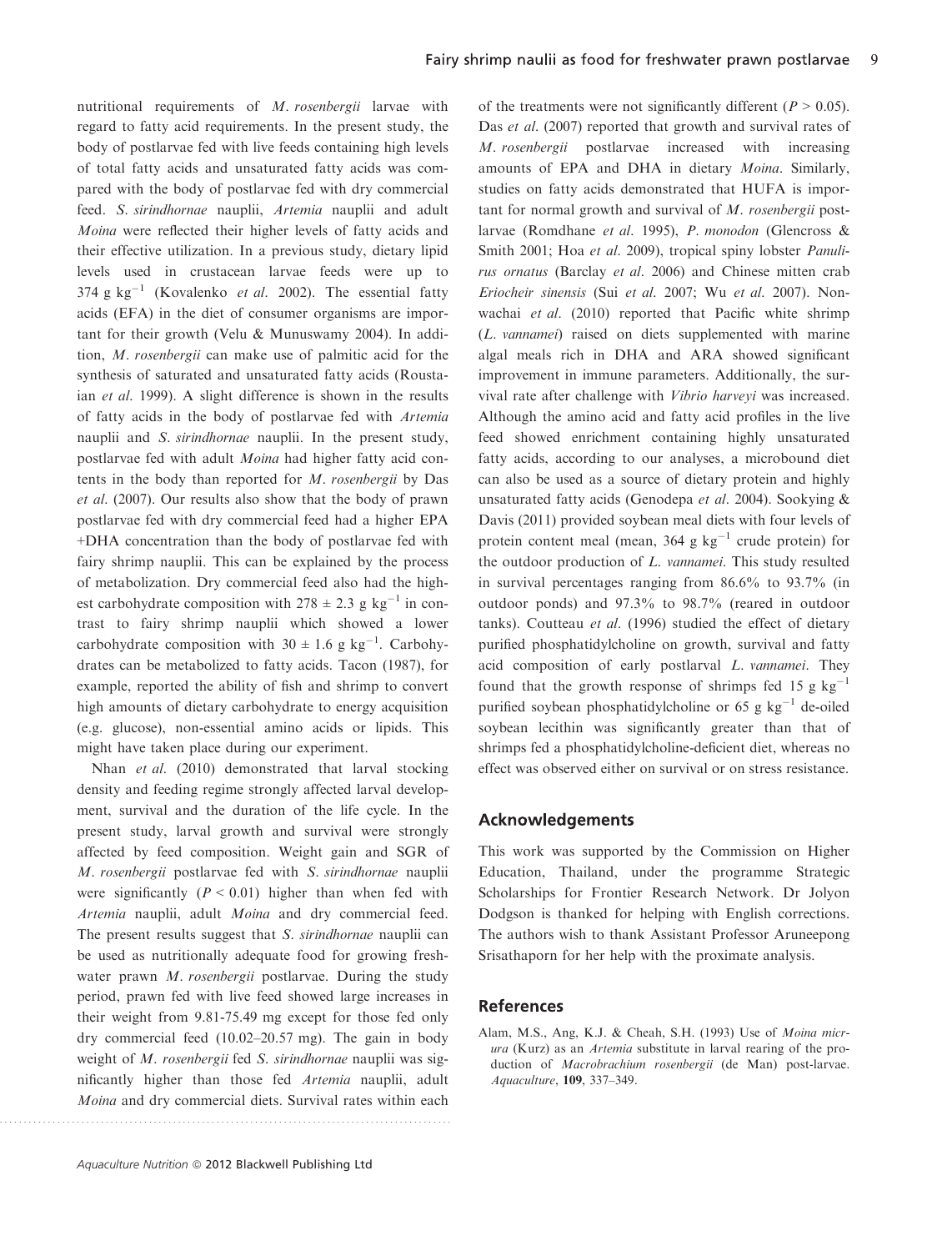nutritional requirements of *M. rosenbergii* larvae with regard to fatty acid requirements. In the present study, the body of postlarvae fed with live feeds containing high levels of total fatty acids and unsaturated fatty acids was compared with the body of postlarvae fed with dry commercial feed. *S. sirindhornae* nauplii, *Artemia* nauplii and adult *Moina* were reflected their higher levels of fatty acids and their effective utilization. In a previous study, dietary lipid levels used in crustacean larvae feeds were up to 374 g $kg^{-1}$ (Kovalenko *et al.* 2002). The essential fatty acids (EFA) in the diet of consumer organisms are important for their growth (Velu & Munuswamy 2004). In addition, *M. rosenbergii* can make use of palmitic acid for the synthesis of saturated and unsaturated fatty acids (Roustaian *et al.* 1999). A slight difference is shown in the results of fatty acids in the body of postlarvae fed with *Artemia* nauplii and *S. sirindhornae* nauplii. In the present study, postlarvae fed with adult *Moina* had higher fatty acid contents in the body than reported for *M. rosenbergii* by Das *et al.* (2007). Our results also show that the body of prawn postlarvae fed with dry commercial feed had a higher EPA +DHA concentration than the body of postlarvae fed with fairy shrimp nauplii. This can be explained by the process of metabolization. Dry commercial feed also had the highest carbohydrate composition with 278 ± 2.3 g $kg^{-1}$ in contrast to fairy shrimp nauplii which showed a lower carbohydrate composition with 30 ± 1.6 g $kg^{-1}$. Carbohydrates can be metabolized to fatty acids. Tacon (1987), for example, reported the ability of fish and shrimp to convert high amounts of dietary carbohydrate to energy acquisition (e.g. glucose), non-essential amino acids or lipids. This might have taken place during our experiment.

Nhan *et al.* (2010) demonstrated that larval stocking density and feeding regime strongly affected larval development, survival and the duration of the life cycle. In the present study, larval growth and survival were strongly affected by feed composition. Weight gain and SGR of *M. rosenbergii* postlarvae fed with *S. sirindhornae* nauplii were significantly ($P < 0.01$) higher than when fed with *Artemia* nauplii, adult *Moina* and dry commercial feed. The present results suggest that *S. sirindhornae* nauplii can be used as nutritionally adequate food for growing freshwater prawn *M. rosenbergii* postlarvae. During the study period, prawn fed with live feed showed large increases in their weight from 9.81-75.49 mg except for those fed only dry commercial feed (10.02–20.57 mg). The gain in body weight of *M. rosenbergii* fed *S. sirindhornae* nauplii was significantly higher than those fed *Artemia* nauplii, adult *Moina* and dry commercial diets. Survival rates within each of the treatments were not significantly different ($P > 0.05$). Das *et al.* (2007) reported that growth and survival rates of *M. rosenbergii* postlarvae increased with increasing amounts of EPA and DHA in dietary *Moina*. Similarly, studies on fatty acids demonstrated that HUFA is important for normal growth and survival of *M. rosenbergii* postlarvae (Romdhane *et al.* 1995), *P. monodon* (Glencross & Smith 2001; Hoa *et al.* 2009), tropical spiny lobster *Panulirus ornatus* (Barclay *et al.* 2006) and Chinese mitten crab *Eriocheir sinensis* (Sui *et al.* 2007; Wu *et al.* 2007). Nonwachai *et al.* (2010) reported that Pacific white shrimp (*L. vannamei*) raised on diets supplemented with marine algal meals rich in DHA and ARA showed significant improvement in immune parameters. Additionally, the survival rate after challenge with *Vibrio harveyi* was increased. Although the amino acid and fatty acid profiles in the live feed showed enrichment containing highly unsaturated fatty acids, according to our analyses, a microbound diet can also be used as a source of dietary protein and highly unsaturated fatty acids (Genodepa *et al.* 2004). Sookying & Davis (2011) provided soybean meal diets with four levels of protein content meal (mean, 364 g $kg^{-1}$ crude protein) for the outdoor production of *L. vannamei*. This study resulted in survival percentages ranging from 86.6% to 93.7% (in outdoor ponds) and 97.3% to 98.7% (reared in outdoor tanks). Coutteau *et al.* (1996) studied the effect of dietary purified phosphatidylcholine on growth, survival and fatty acid composition of early postlarval *L. vannamei*. They found that the growth response of shrimps fed 15 g $kg^{-1}$ purified soybean phosphatidylcholine or 65 g $kg^{-1}$ de-oiled soybean lecithin was significantly greater than that of shrimps fed a phosphatidylcholine-deficient diet, whereas no effect was observed either on survival or on stress resistance.

## Acknowledgements

This work was supported by the Commission on Higher Education, Thailand, under the programme Strategic Scholarships for Frontier Research Network. Dr Jolyon Dodgson is thanked for helping with English corrections. The authors wish to thank Assistant Professor Aruneepong Srisathaporn for her help with the proximate analysis.

## References

Alam, M.S., Ang, K.J. & Cheah, S.H. (1993) Use of *Moina micrura* (Kurz) as an *Artemia* substitute in larval rearing of the production of *Macrobrachium rosenbergii* (de Man) post-larvae. *Aquaculture*, **109**, 337–349.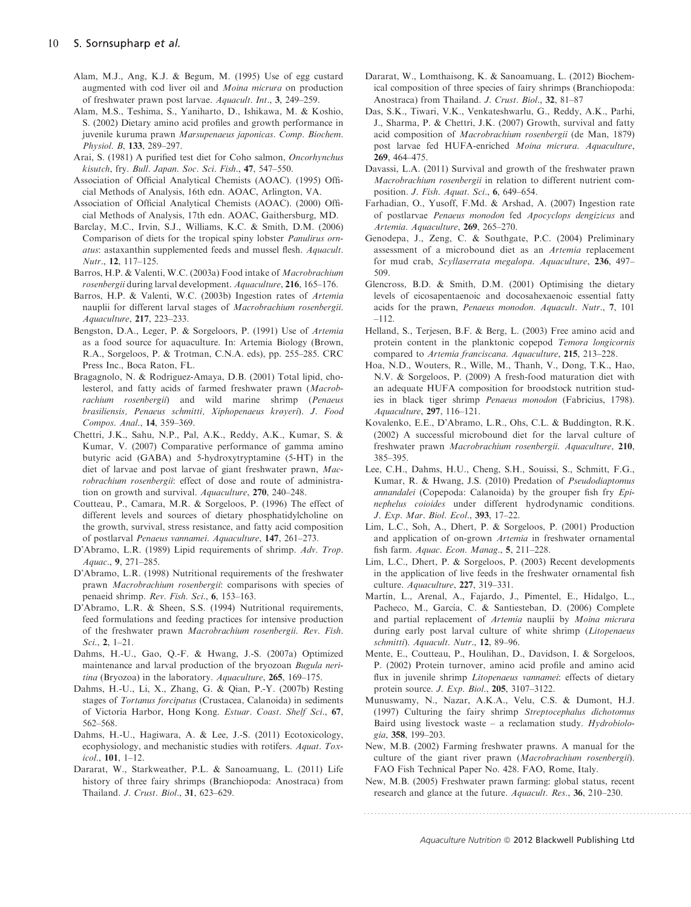Alam, M.J., Ang, K.J. & Begum, M. (1995) Use of egg custard augmented with cod liver oil and *Moina micrura* on production of freshwater prawn post larvae. *Aquacult. Int*., **3**, 249–259.

Alam, M.S., Teshima, S., Yaniharto, D., Ishikawa, M. & Koshio, S. (2002) Dietary amino acid profiles and growth performance in juvenile kuruma prawn *Marsupenaeus japonicas*. *Comp. Biochem. Physiol. B*, **133**, 289–297.

Arai, S. (1981) A purified test diet for Coho salmon, *Oncorhynchus kisutch*, fry. *Bull. Japan. Soc. Sci. Fish*., **47**, 547–550.

Association of Official Analytical Chemists (AOAC). (1995) Official Methods of Analysis, 16th edn. AOAC, Arlington, VA.

Association of Official Analytical Chemists (AOAC). (2000) Official Methods of Analysis, 17th edn. AOAC, Gaithersburg, MD.

Barclay, M.C., Irvin, S.J., Williams, K.C. & Smith, D.M. (2006) Comparison of diets for the tropical spiny lobster *Panulirus ornatus*: astaxanthin supplemented feeds and mussel flesh. *Aquacult. Nutr*., **12**, 117–125.

Barros, H.P. & Valenti, W.C. (2003a) Food intake of *Macrobrachium rosenbergii* during larval development. *Aquaculture*, **216**, 165–176.

Barros, H.P. & Valenti, W.C. (2003b) Ingestion rates of *Artemia* nauplii for different larval stages of *Macrobrachium rosenbergii*. *Aquaculture*, **217**, 223–233.

Bengston, D.A., Leger, P. & Sorgeloors, P. (1991) Use of *Artemia* as a food source for aquaculture. In: Artemia Biology (Brown, R.A., Sorgeloos, P. & Trotman, C.N.A. eds), pp. 255–285. CRC Press Inc., Boca Raton, FL.

Bragagnolo, N. & Rodriguez-Amaya, D.B. (2001) Total lipid, cholesterol, and fatty acids of farmed freshwater prawn (*Macrobrachium rosenbergii*) and wild marine shrimp (*Penaeus brasiliensis, Penaeus schmitti, Xiphopenaeus krøyeri*). *J. Food Compos. Anal*., **14**, 359–369.

Chettri, J.K., Sahu, N.P., Pal, A.K., Reddy, A.K., Kumar, S. & Kumar, V. (2007) Comparative performance of gamma amino butyric acid (GABA) and 5-hydroxytryptamine (5-HT) in the diet of larvae and post larvae of giant freshwater prawn, *Macrobrachium rosenbergii*: effect of dose and route of administration on growth and survival. *Aquaculture*, **270**, 240–248.

Coutteau, P., Camara, M.R. & Sorgeloos, P. (1996) The effect of different levels and sources of dietary phosphatidylcholine on the growth, survival, stress resistance, and fatty acid composition of postlarval *Penaeus vannamei*. *Aquaculture*, **147**, 261–273.

D'Abramo, L.R. (1989) Lipid requirements of shrimp. *Adv. Trop. Aquac*., **9**, 271–285.

D'Abramo, L.R. (1998) Nutritional requirements of the freshwater prawn *Macrobrachium rosenbergii*: comparisons with species of penaeid shrimp. *Rev. Fish. Sci*., **6**, 153–163.

D'Abramo, L.R. & Sheen, S.S. (1994) Nutritional requirements, feed formulations and feeding practices for intensive production of the freshwater prawn *Macrobrachium rosenbergii*. *Rev. Fish. Sci*., **2**, 1–21.

Dahms, H.-U., Gao, Q.-F. & Hwang, J.-S. (2007a) Optimized maintenance and larval production of the bryozoan *Bugula neritina* (Bryozoa) in the laboratory. *Aquaculture*, **265**, 169–175.

Dahms, H.-U., Li, X., Zhang, G. & Qian, P.-Y. (2007b) Resting stages of *Tortanus forcipatus* (Crustacea, Calanoida) in sediments of Victoria Harbor, Hong Kong. *Estuar. Coast. Shelf Sci*., **67**, 562–568.

Dahms, H.-U., Hagiwara, A. & Lee, J.-S. (2011) Ecotoxicology, ecophysiology, and mechanistic studies with rotifers. *Aquat. Toxicol*., **101**, 1–12.

Dararat, W., Starkweather, P.L. & Sanoamuang, L. (2011) Life history of three fairy shrimps (Branchiopoda: Anostraca) from Thailand. *J. Crust. Biol*., **31**, 623–629.

Dararat, W., Lomthaisong, K. & Sanoamuang, L. (2012) Biochemical composition of three species of fairy shrimps (Branchiopoda: Anostraca) from Thailand. *J. Crust. Biol*., **32**, 81–87

Das, S.K., Tiwari, V.K., Venkateshwarlu, G., Reddy, A.K., Parhi, J., Sharma, P. & Chettri, J.K. (2007) Growth, survival and fatty acid composition of *Macrobrachium rosenbergii* (de Man, 1879) post larvae fed HUFA-enriched *Moina micrura*. *Aquaculture*, **269**, 464–475.

Davassi, L.A. (2011) Survival and growth of the freshwater prawn *Macrobrachium rosenbergii* in relation to different nutrient composition. *J. Fish. Aquat. Sci*., **6**, 649–654.

Farhadian, O., Yusoff, F.Md. & Arshad, A. (2007) Ingestion rate of postlarvae *Penaeus monodon* fed *Apocyclops dengizicus* and *Artemia*. *Aquaculture*, **269**, 265–270.

Genodepa, J., Zeng, C. & Southgate, P.C. (2004) Preliminary assessment of a microbound diet as an *Artemia* replacement for mud crab, *Scyllaserrata megalopa*. *Aquaculture*, **236**, 497–509.

Glencross, B.D. & Smith, D.M. (2001) Optimising the dietary levels of eicosapentaenoic and docosahexaenoic essential fatty acids for the prawn, *Penaeus monodon*. *Aquacult. Nutr*., **7**, 101–112.

Helland, S., Terjesen, B.F. & Berg, L. (2003) Free amino acid and protein content in the planktonic copepod *Temora longicornis* compared to *Artemia franciscana*. *Aquaculture*, **215**, 213–228.

Hoa, N.D., Wouters, R., Wille, M., Thanh, V., Dong, T.K., Hao, N.V. & Sorgeloos, P. (2009) A fresh-food maturation diet with an adequate HUFA composition for broodstock nutrition studies in black tiger shrimp *Penaeus monodon* (Fabricius, 1798). *Aquaculture*, **297**, 116–121.

Kovalenko, E.E., D'Abramo, L.R., Ohs, C.L. & Buddington, R.K. (2002) A successful microbound diet for the larval culture of freshwater prawn *Macrobrachium rosenbergii*. *Aquaculture*, **210**, 385–395.

Lee, C.H., Dahms, H.U., Cheng, S.H., Souissi, S., Schmitt, F.G., Kumar, R. & Hwang, J.S. (2010) Predation of *Pseudodiaptomus annandalei* (Copepoda: Calanoida) by the grouper fish fry *Epinephelus coioides* under different hydrodynamic conditions. *J. Exp. Mar. Biol. Ecol*., **393**, 17–22.

Lim, L.C., Soh, A., Dhert, P. & Sorgeloos, P. (2001) Production and application of on-grown *Artemia* in freshwater ornamental fish farm. *Aquac. Econ. Manag*., **5**, 211–228.

Lim, L.C., Dhert, P. & Sorgeloos, P. (2003) Recent developments in the application of live feeds in the freshwater ornamental fish culture. *Aquaculture*, **227**, 319–331.

Martín, L., Arenal, A., Fajardo, J., Pimentel, E., Hidalgo, L., Pacheco, M., García, C. & Santiesteban, D. (2006) Complete and partial replacement of *Artemia* nauplii by *Moina micrura* during early post larval culture of white shrimp (*Litopenaeus schmitti*). *Aquacult. Nutr*., **12**, 89–96.

Mente, E., Coutteau, P., Houlihan, D., Davidson, I. & Sorgeloos, P. (2002) Protein turnover, amino acid profile and amino acid flux in juvenile shrimp *Litopenaeus vannamei*: effects of dietary protein source. *J. Exp. Biol*., **205**, 3107–3122.

Munuswamy, N., Nazar, A.K.A., Velu, C.S. & Dumont, H.J. (1997) Culturing the fairy shrimp *Streptocephalus dichotomus* Baird using livestock waste – a reclamation study. *Hydrobiologia*, **358**, 199–203.

New, M.B. (2002) Farming freshwater prawns. A manual for the culture of the giant river prawn (*Macrobrachium rosenbergii*). FAO Fish Technical Paper No. 428. FAO, Rome, Italy.

New, M.B. (2005) Freshwater prawn farming: global status, recent research and glance at the future. *Aquacult. Res*., **36**, 210–230.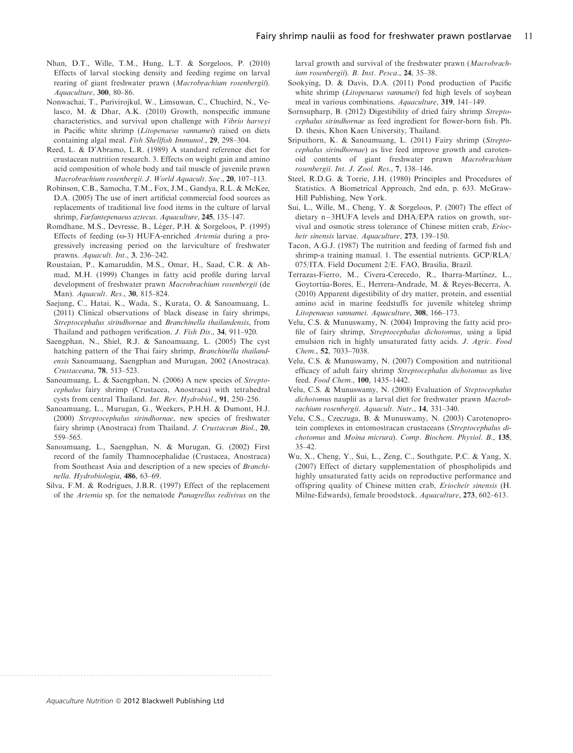Nhan, D.T., Wille, T.M., Hung, L.T. & Sorgeloos, P. (2010) Effects of larval stocking density and feeding regime on larval rearing of giant freshwater prawn (*Macrobrachium rosenbergii*). *Aquaculture*, **300**, 80–86.

Nonwachai, T., Purivirojkul, W., Limsuwan, C., Chuchird, N., Velasco, M. & Dhar, A.K. (2010) Growth, nonspecific immune characteristics, and survival upon challenge with *Vibrio harveyi* in Pacific white shrimp (*Litopenaeus vannamei*) raised on diets containing algal meal. *Fish Shellfish Immunol*., **29**, 298–304.

Reed, L. & D'Abramo, L.R. (1989) A standard reference diet for crustacean nutrition research. 3. Effects on weight gain and amino acid composition of whole body and tail muscle of juvenile prawn *Macrobrachium rosenbergii*. *J. World Aquacult. Soc*., **20**, 107–113.

Robinson, C.B., Samocha, T.M., Fox, J.M., Gandya, R.L. & McKee, D.A. (2005) The use of inert artificial commercial food sources as replacements of traditional live food items in the culture of larval shrimp, *Farfantepenaeus aztecus*. *Aquaculture*, **245**, 135–147.

Romdhane, M.S., Devresse, B., Léger, P.H. & Sorgeloos, P. (1995) Effects of feeding (ω-3) HUFA-enriched *Artemia* during a progressively increasing period on the larviculture of freshwater prawns. *Aquacult. Int*., **3**, 236–242.

Roustaian, P., Kamaruddin, M.S., Omar, H., Saad, C.R. & Ahmad, M.H. (1999) Changes in fatty acid profile during larval development of freshwater prawn *Macrobrachium rosenbergii* (de Man). *Aquacult. Res*., **30**, 815–824.

Saejung, C., Hatai, K., Wada, S., Kurata, O. & Sanoamuang, L. (2011) Clinical observations of black disease in fairy shrimps, *Streptocephalus sirindhornae* and *Branchinella thailandensis*, from Thailand and pathogen verification. *J. Fish Dis*., **34**, 911–920.

Saengphan, N., Shiel, R.J. & Sanoamuang, L. (2005) The cyst hatching pattern of the Thai fairy shrimp, *Branchinella thailandensis* Sanoamuang, Saengphan and Murugan, 2002 (Anostraca). *Crustaceana*, **78**, 513–523.

Sanoamuang, L. & Saengphan, N. (2006) A new species of *Streptocephalus* fairy shrimp (Crustacea, Anostraca) with tetrahedral cysts from central Thailand. *Int. Rev. Hydrobiol*., **91**, 250–256.

Sanoamuang, L., Murugan, G., Weekers, P.H.H. & Dumont, H.J. (2000) *Streptocephalus sirindhornae*, new species of freshwater fairy shrimp (Anostraca) from Thailand. *J. Crustacean Biol*., **20**, 559–565.

Sanoamuang, L., Saengphan, N. & Murugan, G. (2002) First record of the family Thamnocephalidae (Crustacea, Anostraca) from Southeast Asia and description of a new species of *Branchinella*. *Hydrobiologia*, **486**, 63–69.

Silva, F.M. & Rodrigues, J.B.R. (1997) Effect of the replacement of the *Artemia* sp. for the nematode *Panagrellus redivivus* on the larval growth and survival of the freshwater prawn (*Macrobrachium rosenbergii*). *B. Inst. Pesca*., **24**, 35–38.

Sookying, D. & Davis, D.A. (2011) Pond production of Pacific white shrimp (*Litopenaeus vannamei*) fed high levels of soybean meal in various combinations. *Aquaculture*, **319**, 141–149.

Sornsupharp, B. (2012) Digestibility of dried fairy shrimp *Streptocephalus sirindhornae* as feed ingredient for flower-horn fish. Ph. D. thesis, Khon Kaen University, Thailand.

Sriputhorn, K. & Sanoamuang, L. (2011) Fairy shrimp (*Streptocephalus sirindhornae*) as live feed improve growth and carotenoid contents of giant freshwater prawn *Macrobrachium rosenbergii*. *Int. J. Zool. Res*., **7**, 138–146.

Steel, R.D.G. & Torrie, J.H. (1980) Principles and Procedures of Statistics. A Biometrical Approach, 2nd edn, p. 633. McGraw-Hill Publishing, New York.

Sui, L., Wille, M., Cheng, Y. & Sorgeloos, P. (2007) The effect of dietary n−3HUFA levels and DHA/EPA ratios on growth, survival and osmotic stress tolerance of Chinese mitten crab, *Eriocheir sinensis* larvae. *Aquaculture*, **273**, 139–150.

Tacon, A.G.J. (1987) The nutrition and feeding of farmed fish and shrimp-a training manual. 1. The essential nutrients. GCP/RLA/075/ITA. Field Document 2/E. FAO, Brasilia, Brazil.

Terrazas-Fierro, M., Civera-Cerecedo, R., Ibarra-Martínez, L., Goytortúa-Bores, E., Herrera-Andrade, M. & Reyes-Becerra, A. (2010) Apparent digestibility of dry matter, protein, and essential amino acid in marine feedstuffs for juvenile whiteleg shrimp *Litopenaeus vannamei*. *Aquaculture*, **308**, 166–173.

Velu, C.S. & Munuswamy, N. (2004) Improving the fatty acid profile of fairy shrimp, *Streptocephalus dichotomus*, using a lipid emulsion rich in highly unsaturated fatty acids. *J. Agric. Food Chem*., **52**, 7033–7038.

Velu, C.S. & Munuswamy, N. (2007) Composition and nutritional efficacy of adult fairy shrimp *Streptocephalus dichotomus* as live feed. *Food Chem*., **100**, 1435–1442.

Velu, C.S. & Munuswamy, N. (2008) Evaluation of *Steptocephalus dichotomus* nauplii as a larval diet for freshwater prawn *Macrobrachium rosenbergii*. *Aquacult. Nutr*., **14**, 331–340.

Velu, C.S., Czeczuga, B. & Munuswamy, N. (2003) Carotenoprotein complexes in entomostracan crustaceans (*Streptocephalus dichotomus* and *Moina micrura*). *Comp. Biochem. Physiol. B*., **135**, 35–42.

Wu, X., Cheng, Y., Sui, L., Zeng, C., Southgate, P.C. & Yang, X. (2007) Effect of dietary supplementation of phospholipids and highly unsaturated fatty acids on reproductive performance and offspring quality of Chinese mitten crab, *Eriocheir sinensis* (H. Milne-Edwards), female broodstock. *Aquaculture*, **273**, 602–613.